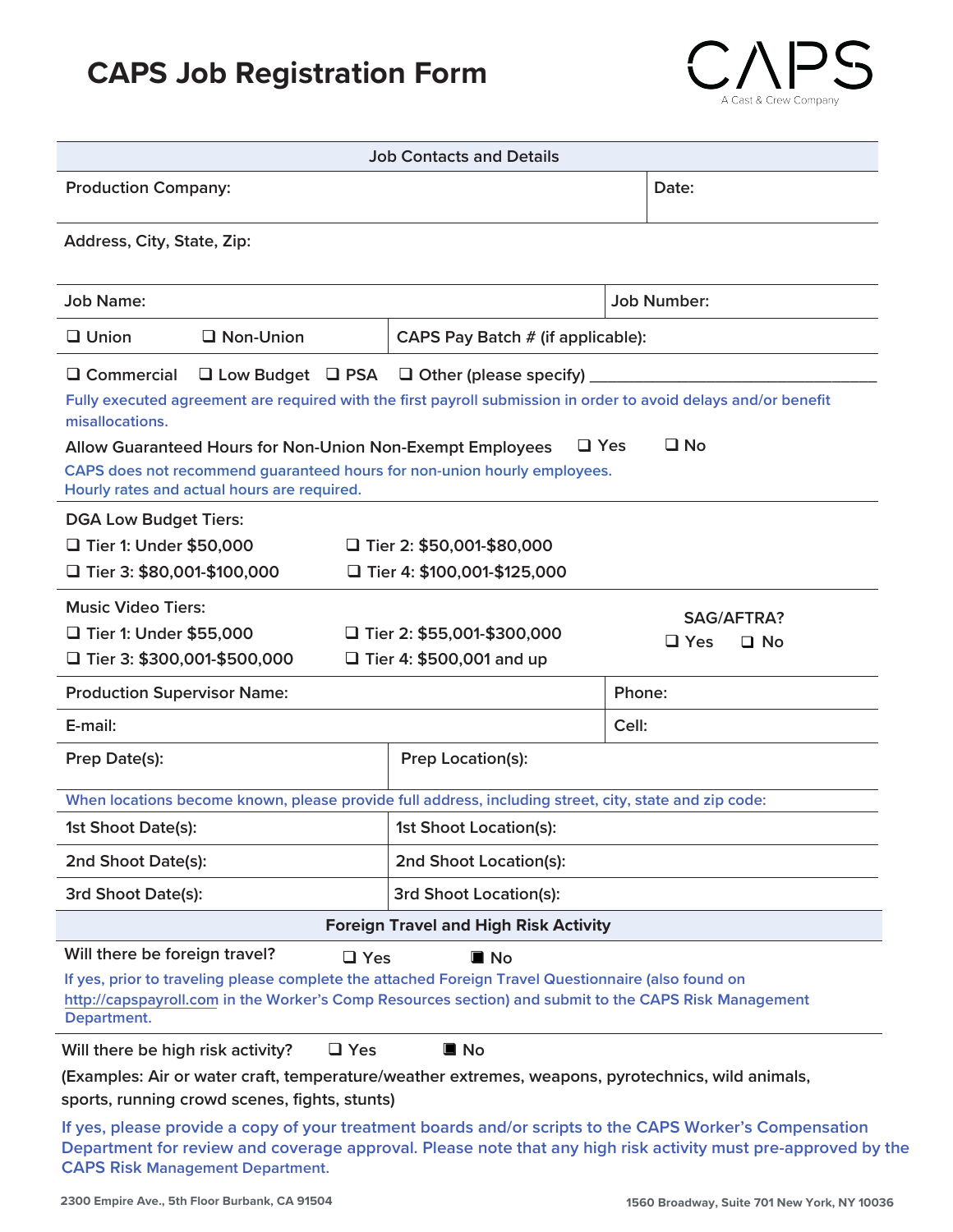# CAPS Job Registration Form

CAPS
A Cast & Crew Company

## Job Contacts and Details

| Production Company: | Date: |
|---|---|
| Address, City, State, Zip: | |
| Job Name: | Job Number: |
| ❑ Union ❑ Non-Union | CAPS Pay Batch # (if applicable): |

❑ Commercial ❑ Low Budget ❑ PSA ❑ Other (please specify) ______________________________

Fully executed agreement are required with the first payroll submission in order to avoid delays and/or benefit misallocations.

Allow Guaranteed Hours for Non-Union Non-Exempt Employees ❑ Yes ❑ No

CAPS does not recommend guaranteed hours for non-union hourly employees. Hourly rates and actual hours are required.

DGA Low Budget Tiers:

- ❑ Tier 1: Under $50,000
- ❑ Tier 2: $50,001-$80,000
- ❑ Tier 3: $80,001-$100,000
- ❑ Tier 4: $100,001-$125,000

Music Video Tiers:

- ❑ Tier 1: Under $55,000
- ❑ Tier 2: $55,001-$300,000
- ❑ Tier 3: $300,001-$500,000
- ❑ Tier 4: $500,001 and up

SAG/AFTRA? ❑ Yes ❑ No

| Production Supervisor Name: | Phone: |
|---|---|
| E-mail: | Cell: |

| Prep Date(s): | Prep Location(s): |
|---|---|

When locations become known, please provide full address, including street, city, state and zip code:

| 1st Shoot Date(s): | 1st Shoot Location(s): |
|---|---|
| 2nd Shoot Date(s): | 2nd Shoot Location(s): |
| 3rd Shoot Date(s): | 3rd Shoot Location(s): |

## Foreign Travel and High Risk Activity

Will there be foreign travel? ❑ Yes ■ No

If yes, prior to traveling please complete the attached Foreign Travel Questionnaire (also found on http://capspayroll.com in the Worker's Comp Resources section) and submit to the CAPS Risk Management Department.

Will there be high risk activity? ❑ Yes ■ No

(Examples: Air or water craft, temperature/weather extremes, weapons, pyrotechnics, wild animals, sports, running crowd scenes, fights, stunts)

If yes, please provide a copy of your treatment boards and/or scripts to the CAPS Worker's Compensation Department for review and coverage approval. Please note that any high risk activity must pre-approved by the CAPS Risk Management Department.

2300 Empire Ave., 5th Floor Burbank, CA 91504 1560 Broadway, Suite 701 New York, NY 10036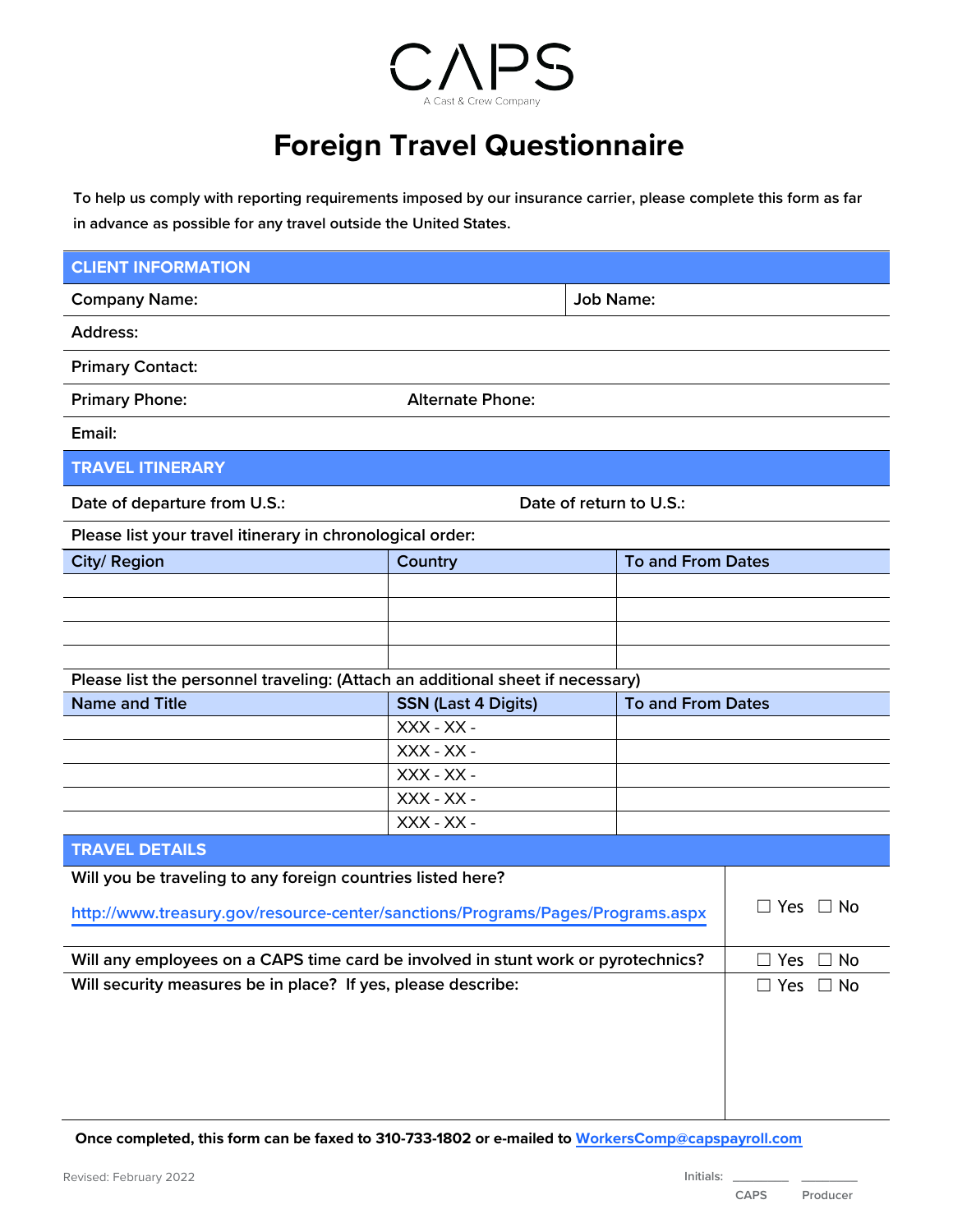CAPS

A Cast & Crew Company

# Foreign Travel Questionnaire

To help us comply with reporting requirements imposed by our insurance carrier, please complete this form as far in advance as possible for any travel outside the United States.

## CLIENT INFORMATION

| | |
|---|---|
| Company Name: | Job Name: |
| Address: | |
| Primary Contact: | |
| Primary Phone: | Alternate Phone: |
| Email: | |

## TRAVEL ITINERARY

| | |
|---|---|
| Date of departure from U.S.: | Date of return to U.S.: |

Please list your travel itinerary in chronological order:

| City/ Region | Country | To and From Dates |
|---|---|---|
| | | |
| | | |
| | | |
| | | |

Please list the personnel traveling: (Attach an additional sheet if necessary)

| Name and Title | SSN (Last 4 Digits) | To and From Dates |
|---|---|---|
| | XXX - XX - | |
| | XXX - XX - | |
| | XXX - XX - | |
| | XXX - XX - | |
| | XXX - XX - | |

## TRAVEL DETAILS

| | |
|---|---|
| Will you be traveling to any foreign countries listed here? http://www.treasury.gov/resource-center/sanctions/Programs/Pages/Programs.aspx | ☐ Yes ☐ No |
| Will any employees on a CAPS time card be involved in stunt work or pyrotechnics? | ☐ Yes ☐ No |
| Will security measures be in place? If yes, please describe: | ☐ Yes ☐ No |

**Once completed, this form can be faxed to 310-733-1802 or e-mailed to WorkersComp@capspayroll.com**

Revised: February 2022

Initials: ________ CAPS ________ Producer